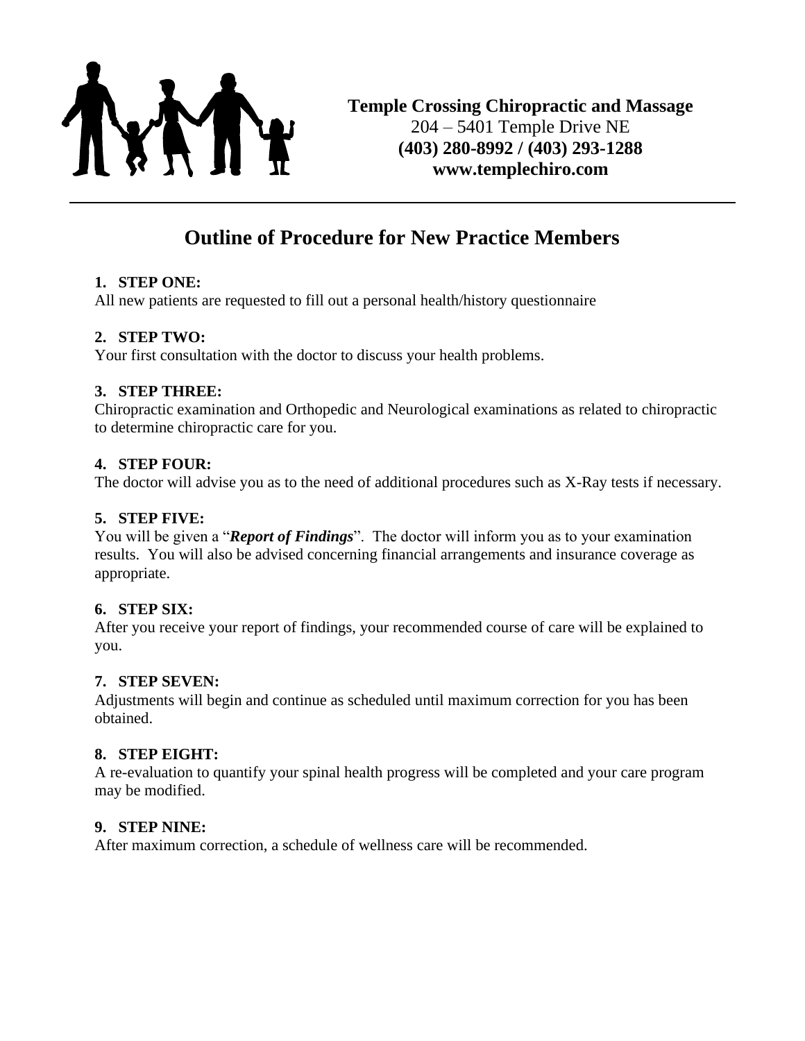**Temple Crossing Chiropractic and Massage**
204 – 5401 Temple Drive NE
**(403) 280-8992 / (403) 293-1288**
**www.templechiro.com**

---

# Outline of Procedure for New Practice Members

1. **STEP ONE:**
All new patients are requested to fill out a personal health/history questionnaire

2. **STEP TWO:**
Your first consultation with the doctor to discuss your health problems.

3. **STEP THREE:**
Chiropractic examination and Orthopedic and Neurological examinations as related to chiropractic to determine chiropractic care for you.

4. **STEP FOUR:**
The doctor will advise you as to the need of additional procedures such as X-Ray tests if necessary.

5. **STEP FIVE:**
You will be given a "***Report of Findings***". The doctor will inform you as to your examination results. You will also be advised concerning financial arrangements and insurance coverage as appropriate.

6. **STEP SIX:**
After you receive your report of findings, your recommended course of care will be explained to you.

7. **STEP SEVEN:**
Adjustments will begin and continue as scheduled until maximum correction for you has been obtained.

8. **STEP EIGHT:**
A re-evaluation to quantify your spinal health progress will be completed and your care program may be modified.

9. **STEP NINE:**
After maximum correction, a schedule of wellness care will be recommended.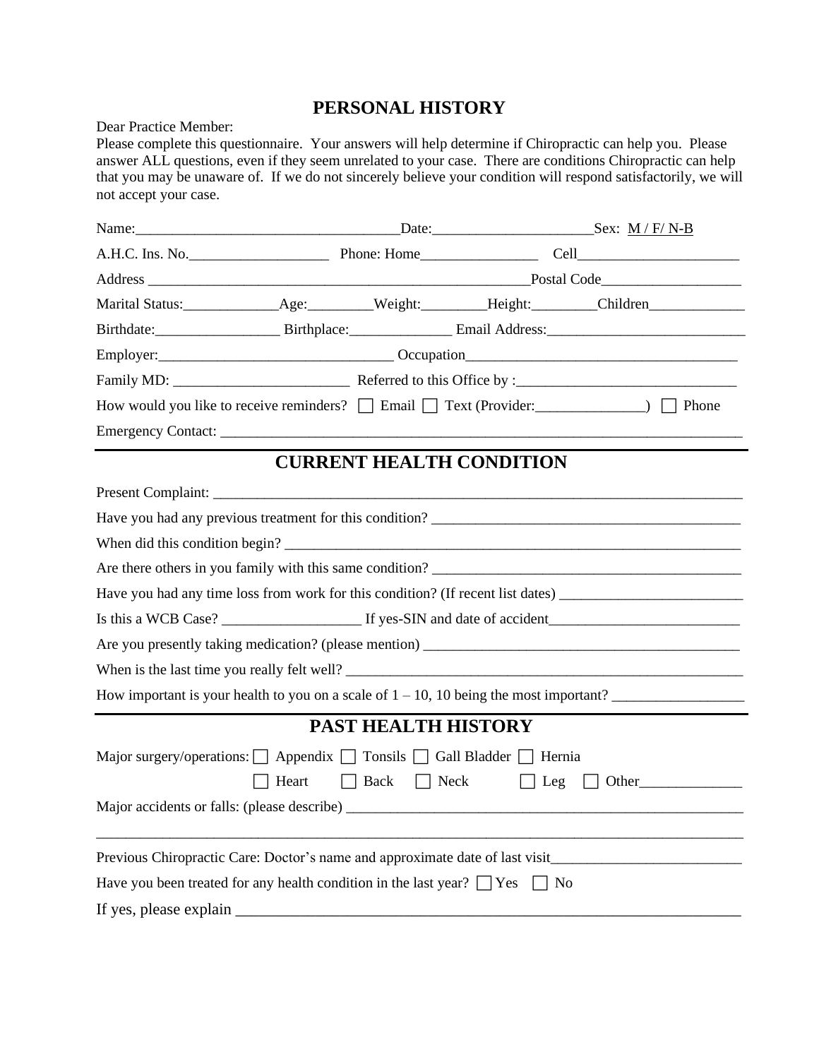# PERSONAL HISTORY

Dear Practice Member:
Please complete this questionnaire. Your answers will help determine if Chiropractic can help you. Please answer ALL questions, even if they seem unrelated to your case. There are conditions Chiropractic can help that you may be unaware of. If we do not sincerely believe your condition will respond satisfactorily, we will not accept your case.

Name:____________________________________Date:______________________Sex: M / F/ N-B

A.H.C. Ins. No.___________________ Phone: Home________________ Cell______________________

Address ______________________________________________________Postal Code___________________

Marital Status:_____________Age:_________Weight:_________Height:_________Children_____________

Birthdate:_________________ Birthplace:______________ Email Address:___________________________

Employer:_______________________________ Occupation_____________________________________

Family MD: ________________________ Referred to this Office by :______________________________

How would you like to receive reminders? ☐ Email ☐ Text (Provider:_______________) ☐ Phone

Emergency Contact: ____________________________________________________________________

## CURRENT HEALTH CONDITION

Present Complaint: _____________________________________________________________________

Have you had any previous treatment for this condition? ___________________________________________

When did this condition begin? ___________________________________________________________

Are there others in you family with this same condition? ____________________________________________

Have you had any time loss from work for this condition? (If recent list dates) _________________________

Is this a WCB Case? ___________________ If yes-SIN and date of accident__________________________

Are you presently taking medication? (please mention) ______________________________________________

When is the last time you really felt well? ______________________________________________________

How important is your health to you on a scale of 1 – 10, 10 being the most important? __________________

## PAST HEALTH HISTORY

Major surgery/operations: ☐ Appendix ☐ Tonsils ☐ Gall Bladder ☐ Hernia
☐ Heart ☐ Back ☐ Neck ☐ Leg ☐ Other______________

Major accidents or falls: (please describe) ________________________________________________________

_____________________________________________________________________________________

Previous Chiropractic Care: Doctor's name and approximate date of last visit__________________________

Have you been treated for any health condition in the last year? ☐ Yes ☐ No

If yes, please explain ___________________________________________________________________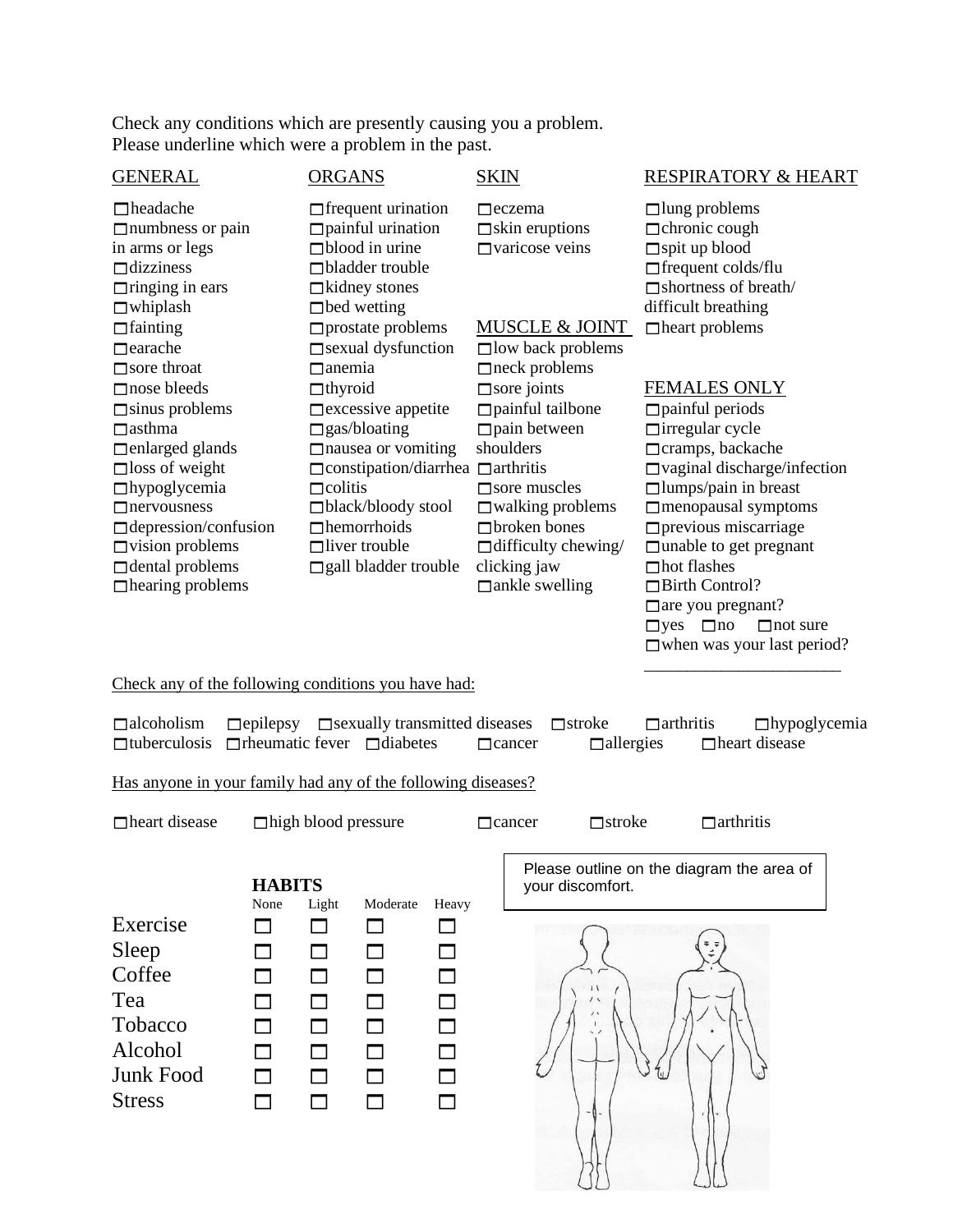Check any conditions which are presently causing you a problem.
Please underline which were a problem in the past.

**GENERAL**

- ☐ headache
- ☐ numbness or pain in arms or legs
- ☐ dizziness
- ☐ ringing in ears
- ☐ whiplash
- ☐ fainting
- ☐ earache
- ☐ sore throat
- ☐ nose bleeds
- ☐ sinus problems
- ☐ asthma
- ☐ enlarged glands
- ☐ loss of weight
- ☐ hypoglycemia
- ☐ nervousness
- ☐ depression/confusion
- ☐ vision problems
- ☐ dental problems
- ☐ hearing problems

**ORGANS**

- ☐ frequent urination
- ☐ painful urination
- ☐ blood in urine
- ☐ bladder trouble
- ☐ kidney stones
- ☐ bed wetting
- ☐ prostate problems
- ☐ sexual dysfunction
- ☐ anemia
- ☐ thyroid
- ☐ excessive appetite
- ☐ gas/bloating
- ☐ nausea or vomiting
- ☐ constipation/diarrhea
- ☐ colitis
- ☐ black/bloody stool
- ☐ hemorrhoids
- ☐ liver trouble
- ☐ gall bladder trouble

**SKIN**

- ☐ eczema
- ☐ skin eruptions
- ☐ varicose veins

**MUSCLE & JOINT**

- ☐ low back problems
- ☐ neck problems
- ☐ sore joints
- ☐ painful tailbone
- ☐ pain between shoulders
- ☐ arthritis
- ☐ sore muscles
- ☐ walking problems
- ☐ broken bones
- ☐ difficulty chewing/ clicking jaw
- ☐ ankle swelling

**RESPIRATORY & HEART**

- ☐ lung problems
- ☐ chronic cough
- ☐ spit up blood
- ☐ frequent colds/flu
- ☐ shortness of breath/ difficult breathing
- ☐ heart problems

**FEMALES ONLY**

- ☐ painful periods
- ☐ irregular cycle
- ☐ cramps, backache
- ☐ vaginal discharge/infection
- ☐ lumps/pain in breast
- ☐ menopausal symptoms
- ☐ previous miscarriage
- ☐ unable to get pregnant
- ☐ hot flashes
- ☐ Birth Control?
- ☐ are you pregnant?
  ☐ yes ☐ no ☐ not sure
- ☐ when was your last period?
  \_\_\_\_\_\_\_\_\_\_\_\_\_\_\_\_\_\_\_\_\_\_\_\_

Check any of the following conditions you have had:

☐ alcoholism ☐ epilepsy ☐ sexually transmitted diseases ☐ stroke ☐ arthritis ☐ hypoglycemia
☐ tuberculosis ☐ rheumatic fever ☐ diabetes ☐ cancer ☐ allergies ☐ heart disease

Has anyone in your family had any of the following diseases?

☐ heart disease ☐ high blood pressure ☐ cancer ☐ stroke ☐ arthritis

**HABITS**

| | None | Light | Moderate | Heavy |
|---|---|---|---|---|
| Exercise | ☐ | ☐ | ☐ | ☐ |
| Sleep | ☐ | ☐ | ☐ | ☐ |
| Coffee | ☐ | ☐ | ☐ | ☐ |
| Tea | ☐ | ☐ | ☐ | ☐ |
| Tobacco | ☐ | ☐ | ☐ | ☐ |
| Alcohol | ☐ | ☐ | ☐ | ☐ |
| Junk Food | ☐ | ☐ | ☐ | ☐ |
| Stress | ☐ | ☐ | ☐ | ☐ |

Please outline on the diagram the area of your discomfort.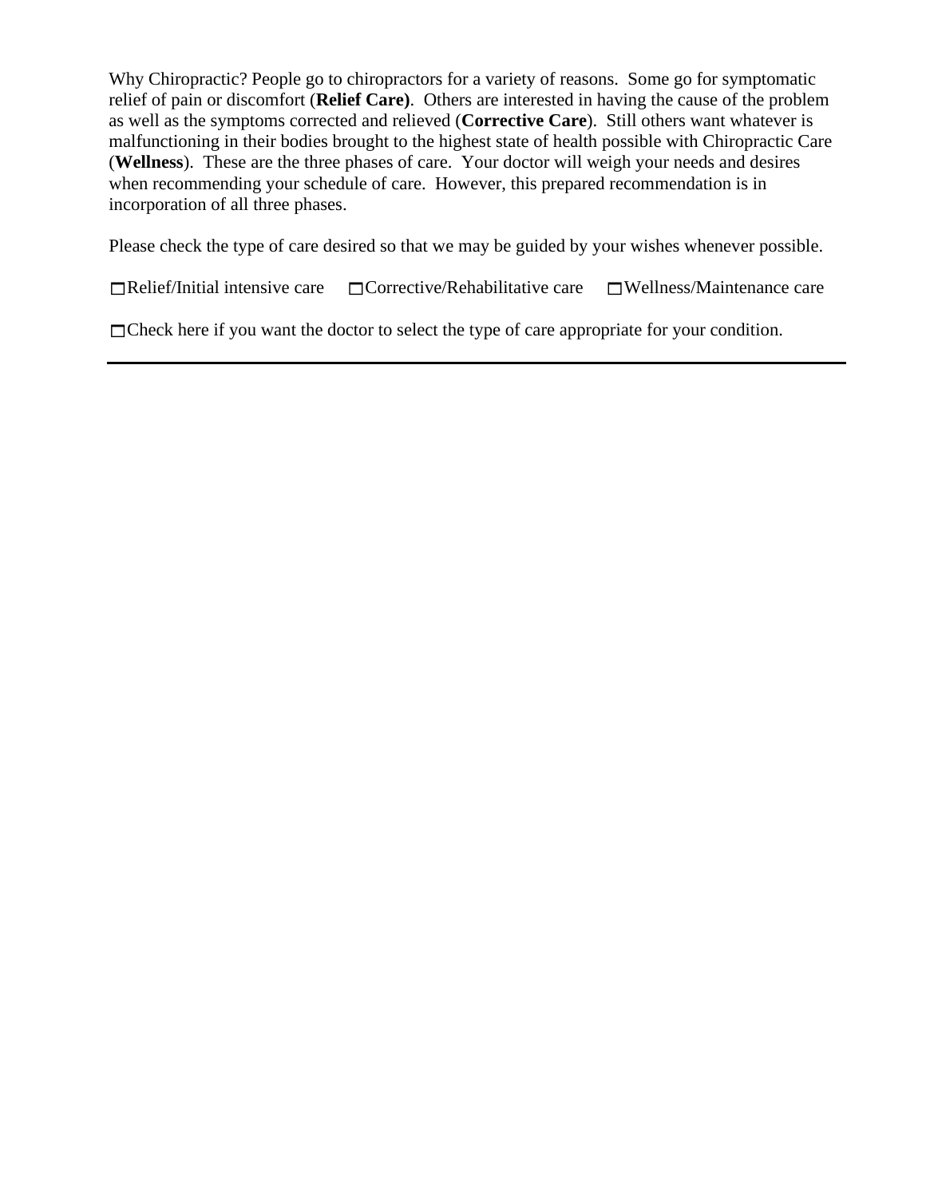Why Chiropractic? People go to chiropractors for a variety of reasons. Some go for symptomatic relief of pain or discomfort (**Relief Care)**. Others are interested in having the cause of the problem as well as the symptoms corrected and relieved (**Corrective Care**). Still others want whatever is malfunctioning in their bodies brought to the highest state of health possible with Chiropractic Care (**Wellness**). These are the three phases of care. Your doctor will weigh your needs and desires when recommending your schedule of care. However, this prepared recommendation is in incorporation of all three phases.

Please check the type of care desired so that we may be guided by your wishes whenever possible.

☐Relief/Initial intensive care ☐Corrective/Rehabilitative care ☐Wellness/Maintenance care

☐Check here if you want the doctor to select the type of care appropriate for your condition.

---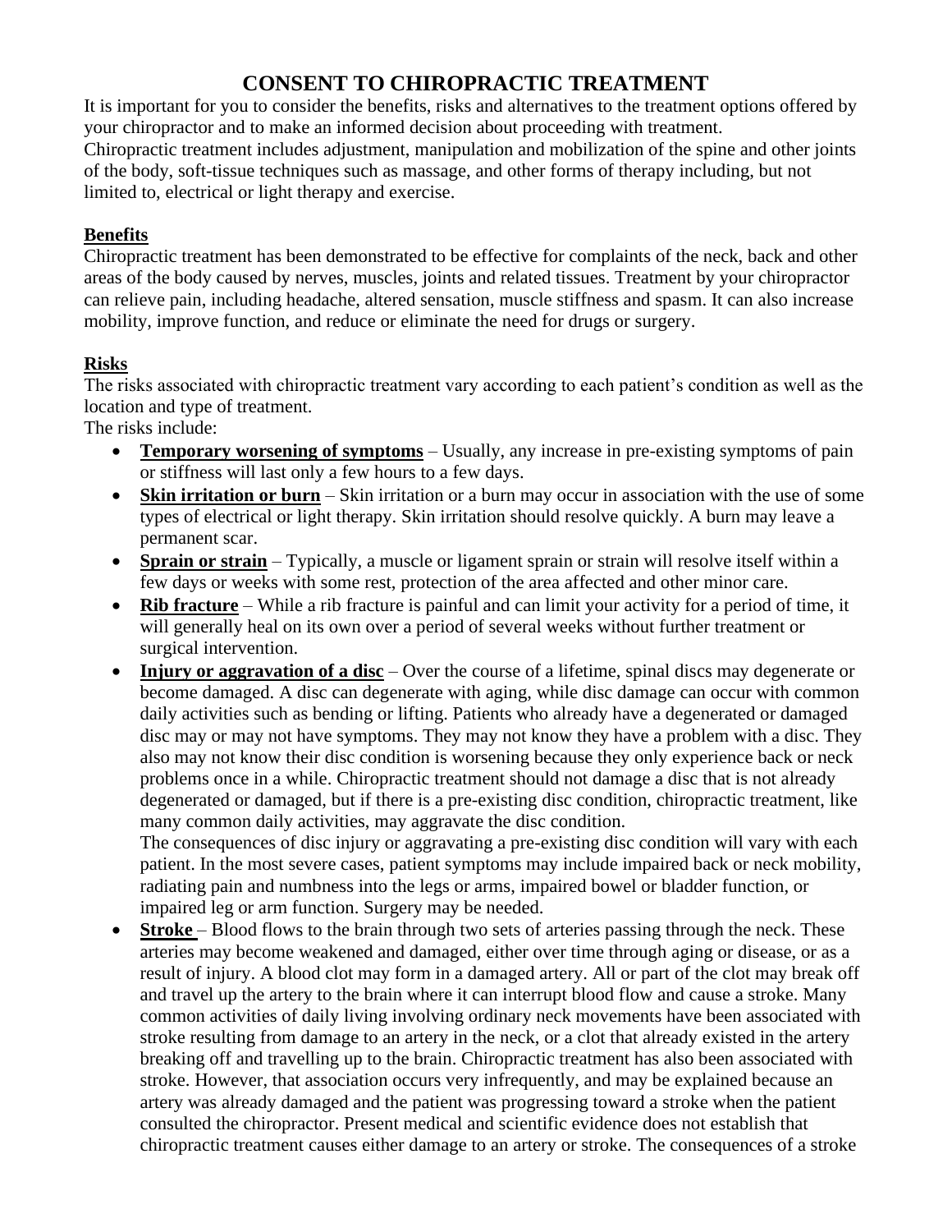# CONSENT TO CHIROPRACTIC TREATMENT

It is important for you to consider the benefits, risks and alternatives to the treatment options offered by your chiropractor and to make an informed decision about proceeding with treatment.
Chiropractic treatment includes adjustment, manipulation and mobilization of the spine and other joints of the body, soft-tissue techniques such as massage, and other forms of therapy including, but not limited to, electrical or light therapy and exercise.

## Benefits

Chiropractic treatment has been demonstrated to be effective for complaints of the neck, back and other areas of the body caused by nerves, muscles, joints and related tissues. Treatment by your chiropractor can relieve pain, including headache, altered sensation, muscle stiffness and spasm. It can also increase mobility, improve function, and reduce or eliminate the need for drugs or surgery.

## Risks

The risks associated with chiropractic treatment vary according to each patient's condition as well as the location and type of treatment.
The risks include:

- **Temporary worsening of symptoms** – Usually, any increase in pre-existing symptoms of pain or stiffness will last only a few hours to a few days.
- **Skin irritation or burn** – Skin irritation or a burn may occur in association with the use of some types of electrical or light therapy. Skin irritation should resolve quickly. A burn may leave a permanent scar.
- **Sprain or strain** – Typically, a muscle or ligament sprain or strain will resolve itself within a few days or weeks with some rest, protection of the area affected and other minor care.
- **Rib fracture** – While a rib fracture is painful and can limit your activity for a period of time, it will generally heal on its own over a period of several weeks without further treatment or surgical intervention.
- **Injury or aggravation of a disc** – Over the course of a lifetime, spinal discs may degenerate or become damaged. A disc can degenerate with aging, while disc damage can occur with common daily activities such as bending or lifting. Patients who already have a degenerated or damaged disc may or may not have symptoms. They may not know they have a problem with a disc. They also may not know their disc condition is worsening because they only experience back or neck problems once in a while. Chiropractic treatment should not damage a disc that is not already degenerated or damaged, but if there is a pre-existing disc condition, chiropractic treatment, like many common daily activities, may aggravate the disc condition.
  The consequences of disc injury or aggravating a pre-existing disc condition will vary with each patient. In the most severe cases, patient symptoms may include impaired back or neck mobility, radiating pain and numbness into the legs or arms, impaired bowel or bladder function, or impaired leg or arm function. Surgery may be needed.
- **Stroke** – Blood flows to the brain through two sets of arteries passing through the neck. These arteries may become weakened and damaged, either over time through aging or disease, or as a result of injury. A blood clot may form in a damaged artery. All or part of the clot may break off and travel up the artery to the brain where it can interrupt blood flow and cause a stroke. Many common activities of daily living involving ordinary neck movements have been associated with stroke resulting from damage to an artery in the neck, or a clot that already existed in the artery breaking off and travelling up to the brain. Chiropractic treatment has also been associated with stroke. However, that association occurs very infrequently, and may be explained because an artery was already damaged and the patient was progressing toward a stroke when the patient consulted the chiropractor. Present medical and scientific evidence does not establish that chiropractic treatment causes either damage to an artery or stroke. The consequences of a stroke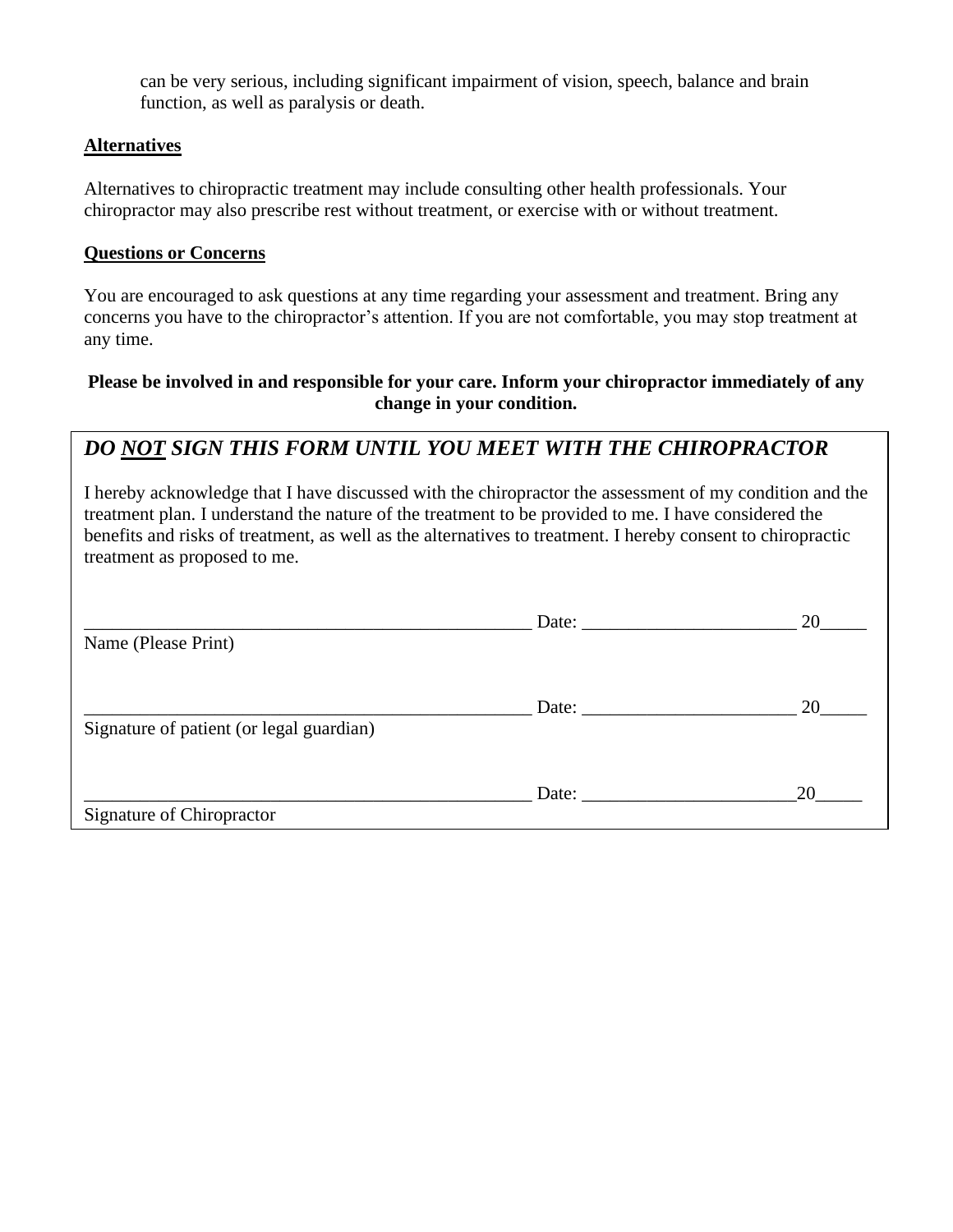can be very serious, including significant impairment of vision, speech, balance and brain function, as well as paralysis or death.

**Alternatives**

Alternatives to chiropractic treatment may include consulting other health professionals. Your chiropractor may also prescribe rest without treatment, or exercise with or without treatment.

**Questions or Concerns**

You are encouraged to ask questions at any time regarding your assessment and treatment. Bring any concerns you have to the chiropractor's attention. If you are not comfortable, you may stop treatment at any time.

**Please be involved in and responsible for your care. Inform your chiropractor immediately of any change in your condition.**

***DO NOT SIGN THIS FORM UNTIL YOU MEET WITH THE CHIROPRACTOR***

I hereby acknowledge that I have discussed with the chiropractor the assessment of my condition and the treatment plan. I understand the nature of the treatment to be provided to me. I have considered the benefits and risks of treatment, as well as the alternatives to treatment. I hereby consent to chiropractic treatment as proposed to me.

_________________________________________________ Date: _______________________ 20_____
Name (Please Print)

_________________________________________________ Date: _______________________ 20_____
Signature of patient (or legal guardian)

_________________________________________________ Date: _______________________20_____
Signature of Chiropractor